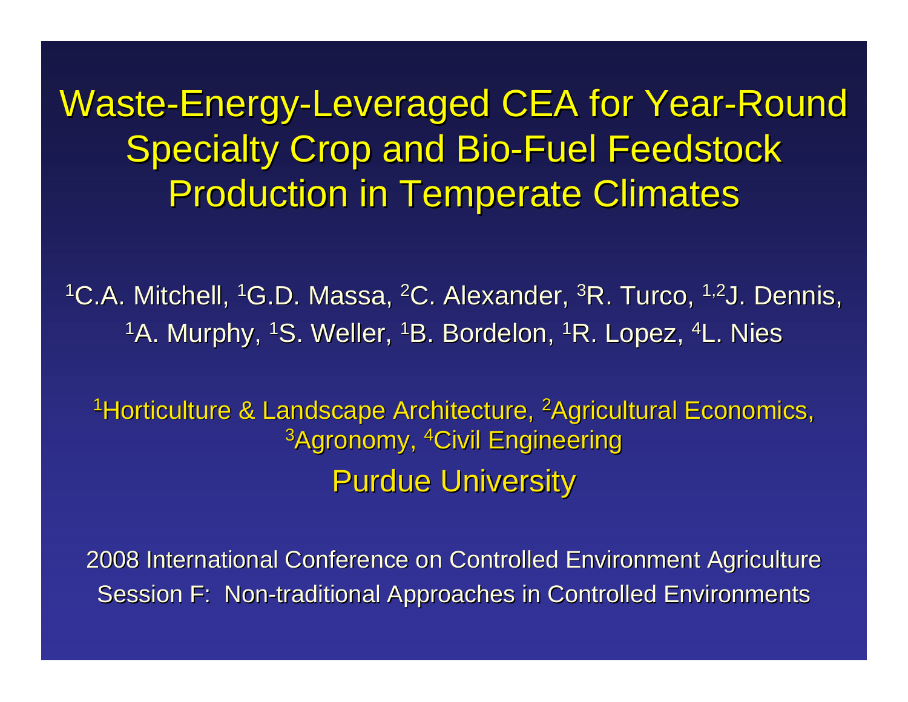# Waste-Energy-Leveraged CEA for Year-Round Specialty Crop and Bio-Fuel Feedstock Production in Temperate Climates

[1]C.A. Mitchell, [1]G.D. Massa, [2]C. Alexander, [3]R. Turco, [1,2]J. Dennis, [1]A. Murphy, [1]S. Weller, [1]B. Bordelon, [1]R. Lopez, [4]L. Nies

[1]Horticulture & Landscape Architecture, [2]Agricultural Economics, [3]Agronomy, [4]Civil Engineering

Purdue University

2008 International Conference on Controlled Environment Agriculture

Session F: Non-traditional Approaches in Controlled Environments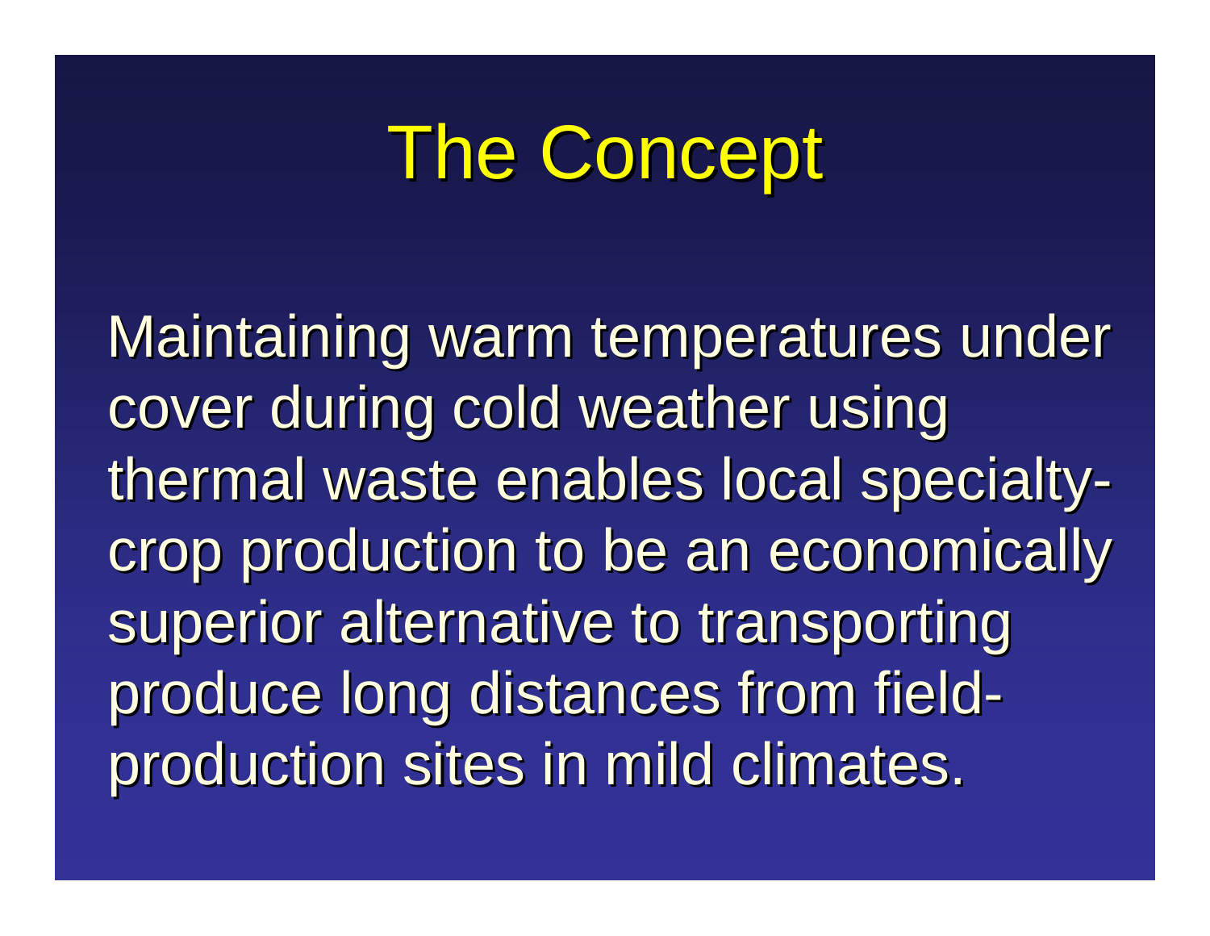# The Concept

Maintaining warm temperatures under cover during cold weather using thermal waste enables local specialty-crop production to be an economically superior alternative to transporting produce long distances from field-production sites in mild climates.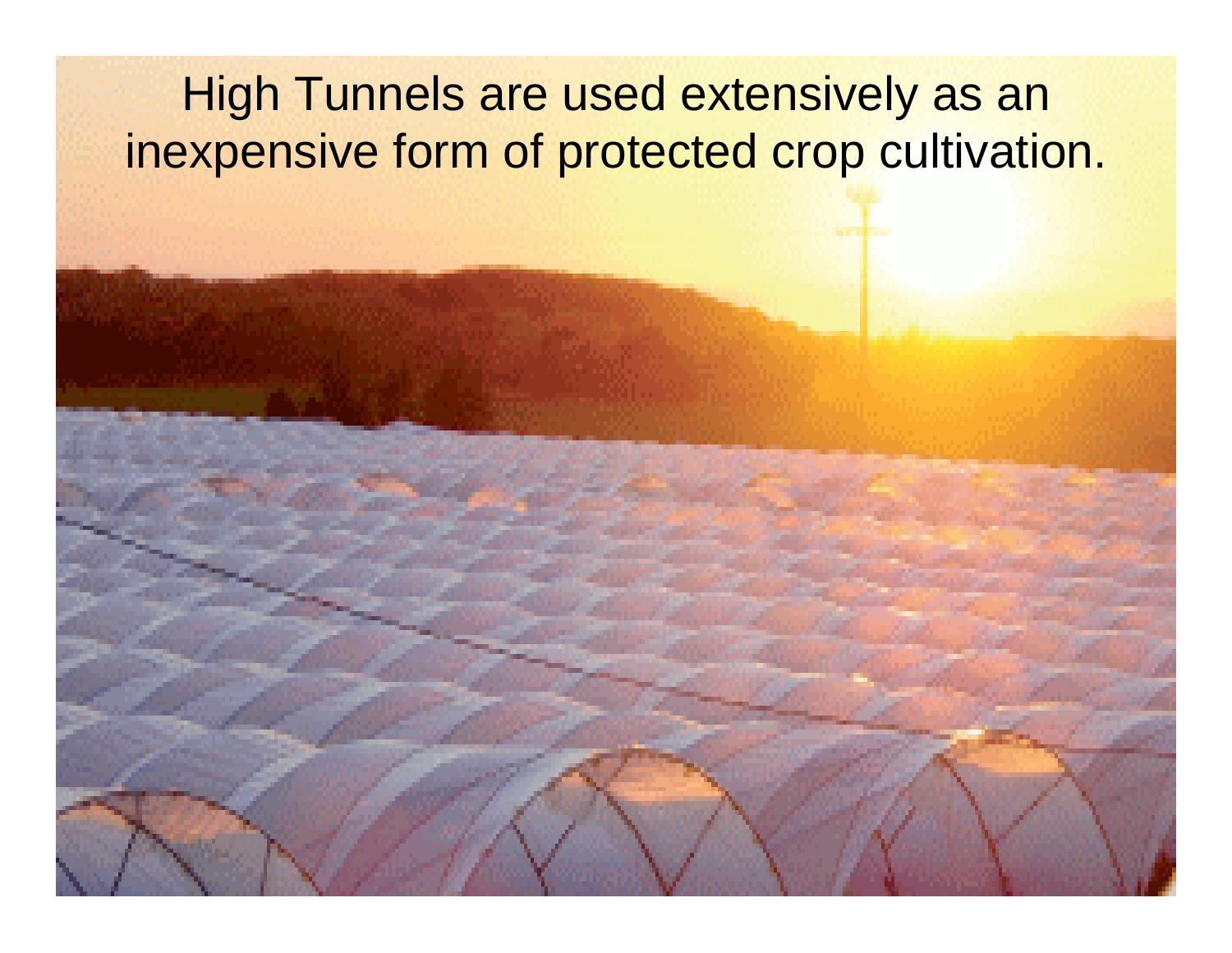High Tunnels are used extensively as an inexpensive form of protected crop cultivation.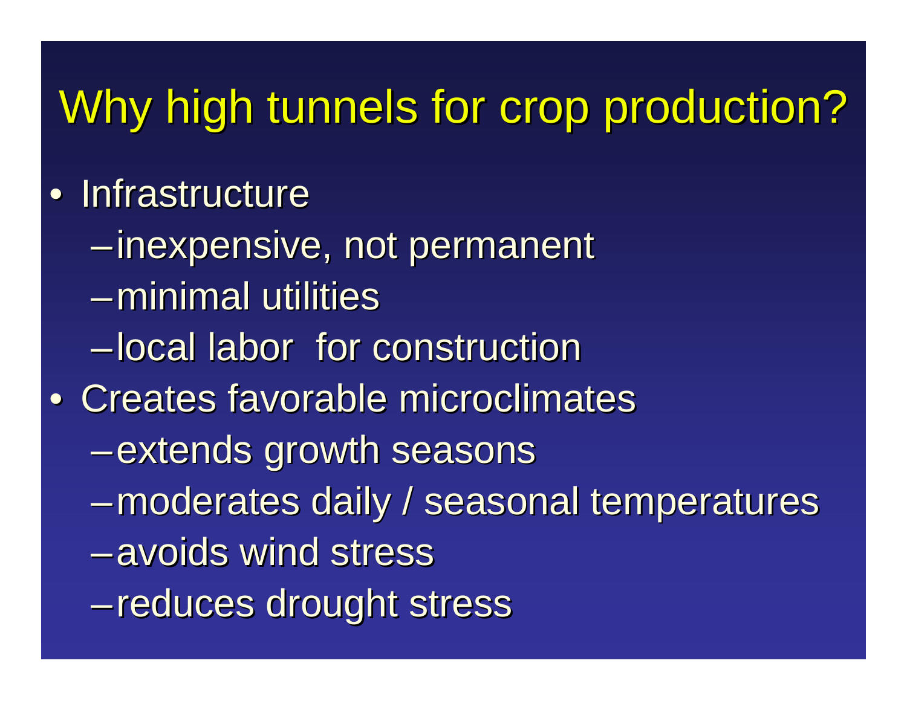# Why high tunnels for crop production?

- Infrastructure
  - inexpensive, not permanent
  - minimal utilities
  - local labor for construction
- Creates favorable microclimates
  - extends growth seasons
  - moderates daily / seasonal temperatures
  - avoids wind stress
  - reduces drought stress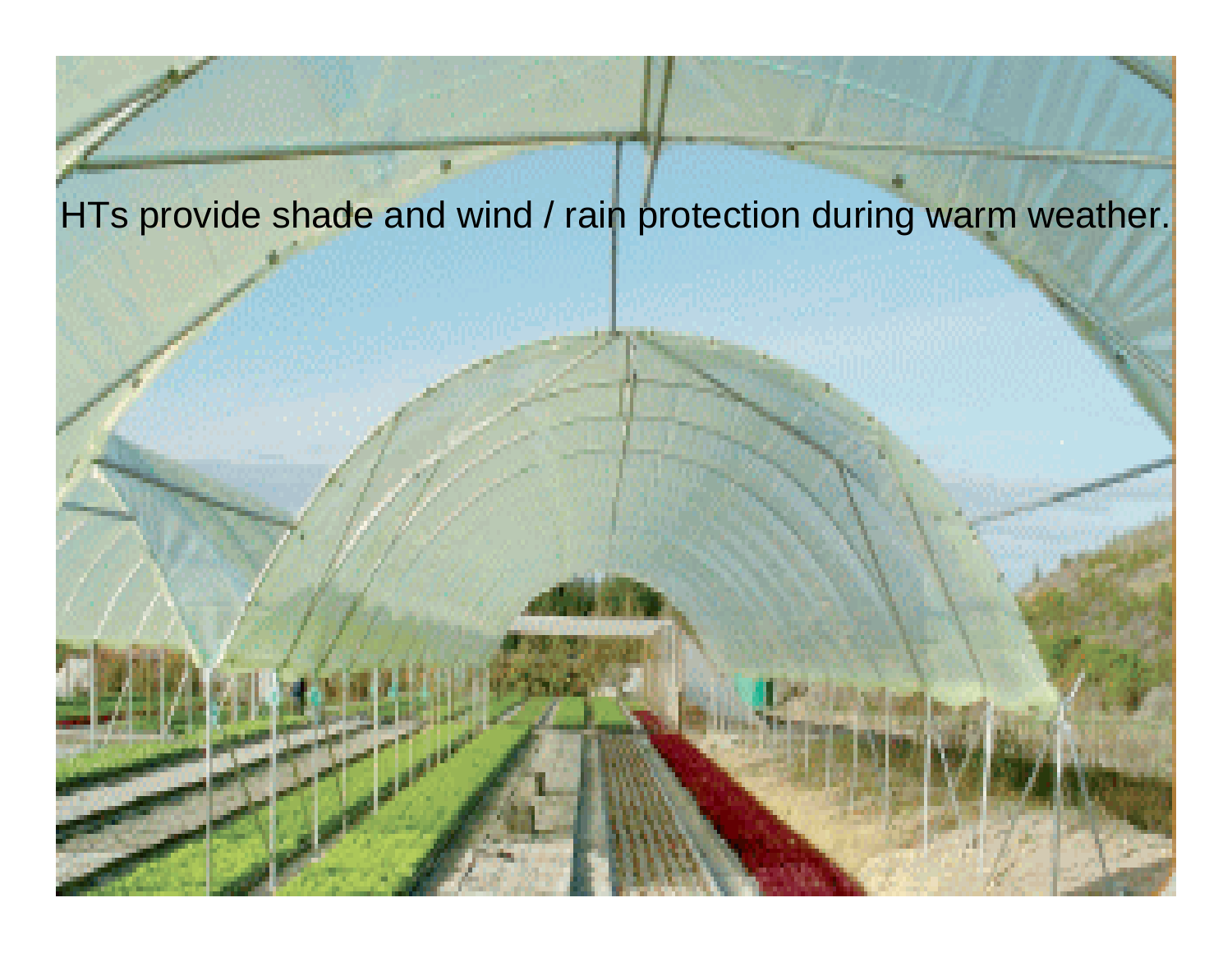HTs provide shade and wind / rain protection during warm weather.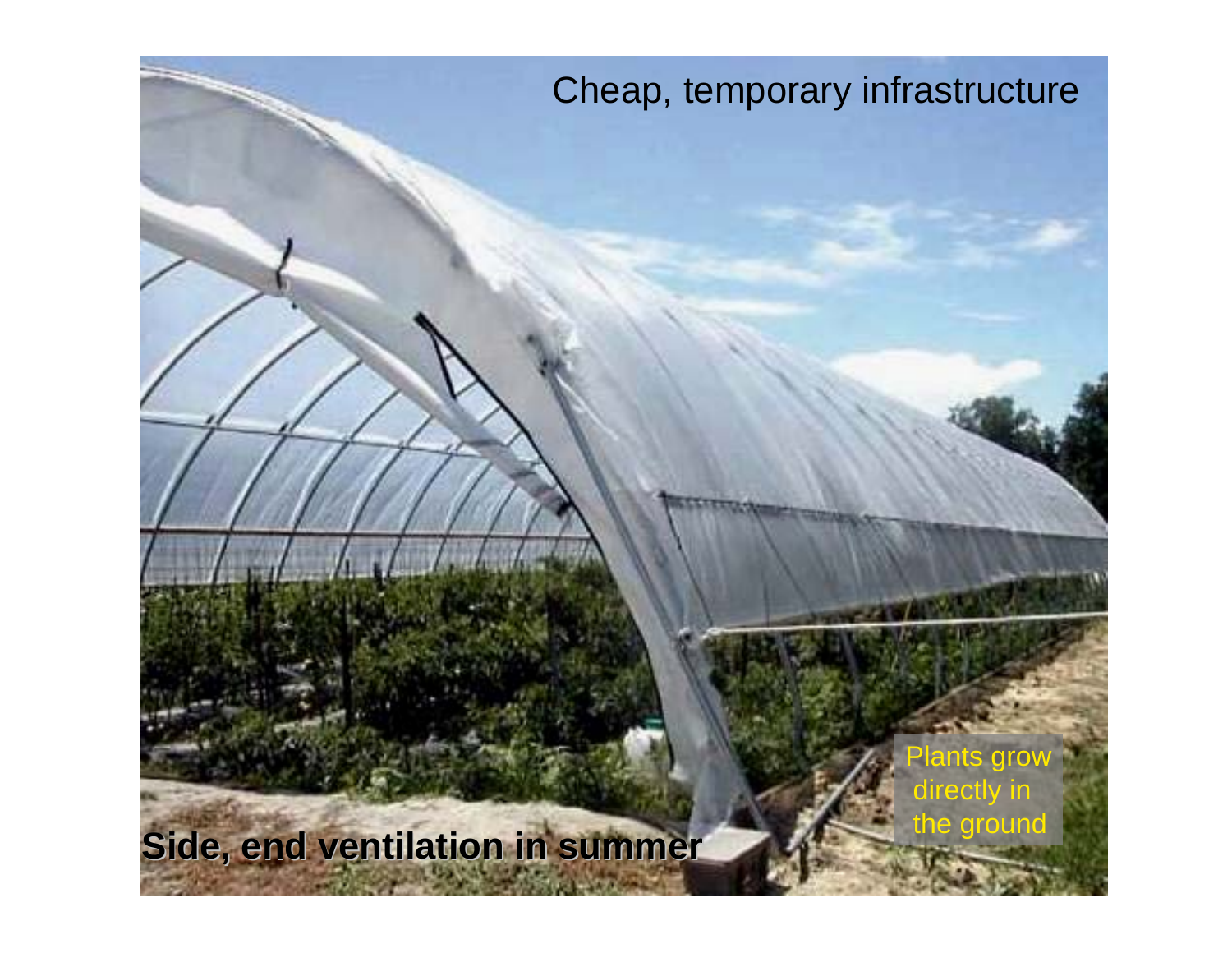Cheap, temporary infrastructure

Plants grow directly in the ground

**Side, end ventilation in summer**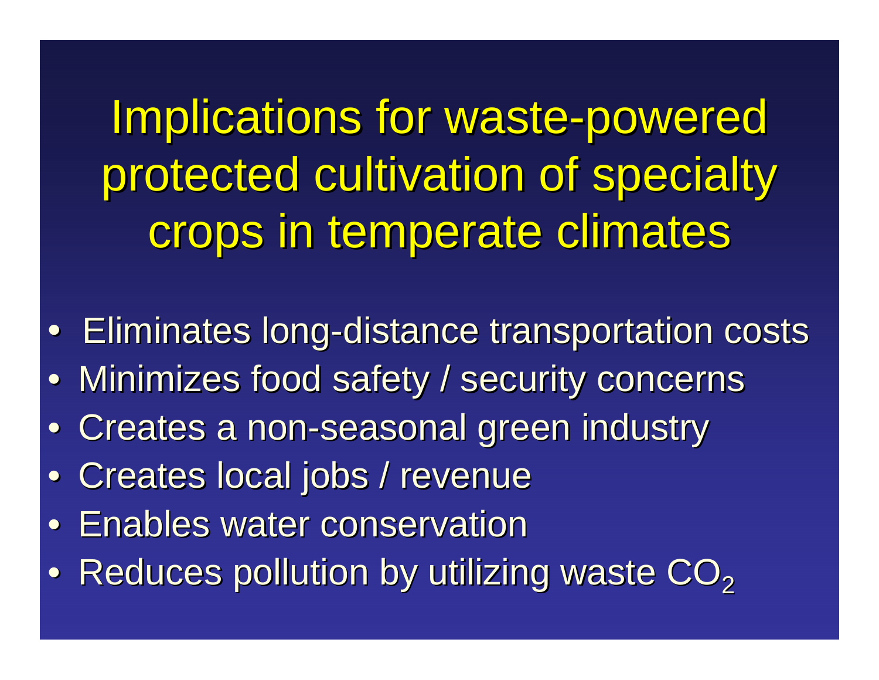# Implications for waste-powered protected cultivation of specialty crops in temperate climates

- Eliminates long-distance transportation costs
- Minimizes food safety / security concerns
- Creates a non-seasonal green industry
- Creates local jobs / revenue
- Enables water conservation
- Reduces pollution by utilizing waste $CO_2$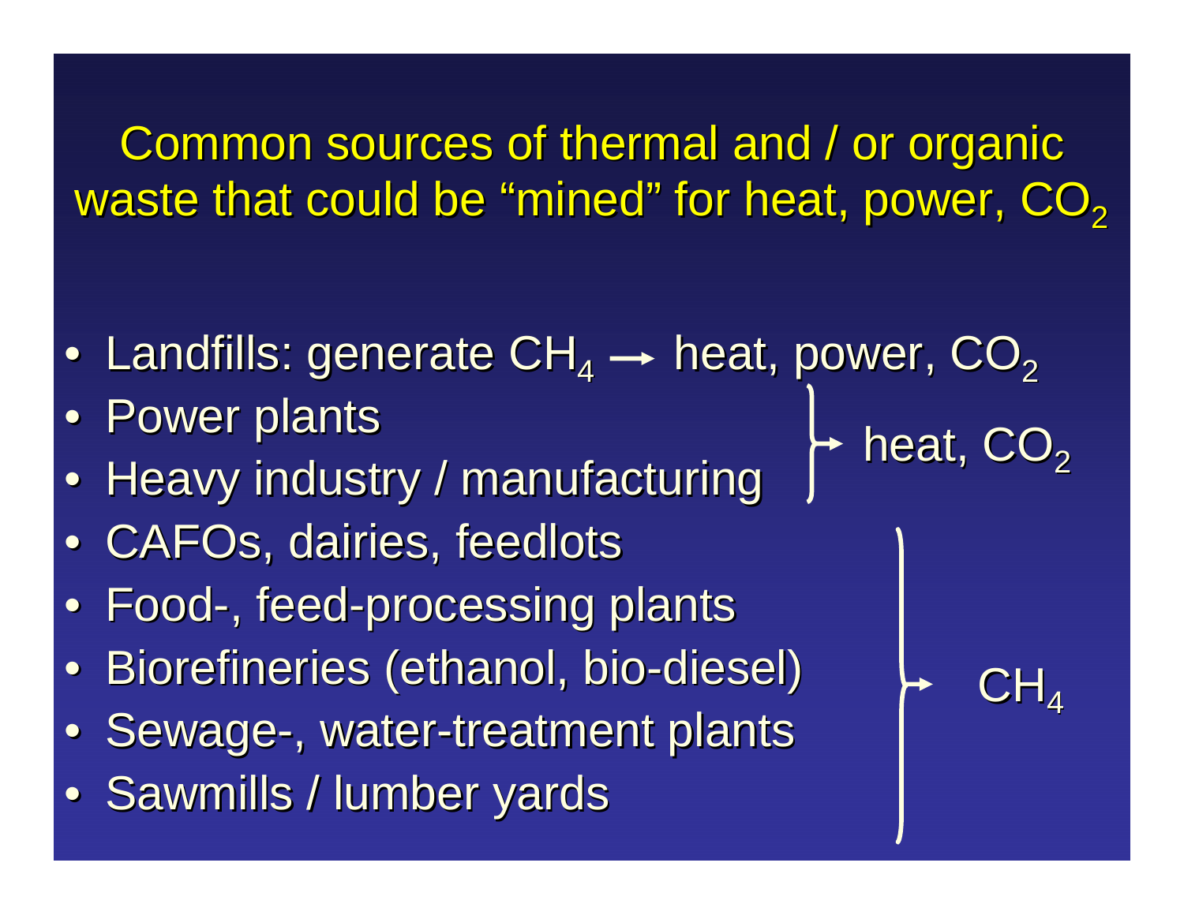# Common sources of thermal and / or organic waste that could be "mined" for heat, power, $CO_2$

- Landfills: generate $CH_4$ → heat, power, $CO_2$
- Power plants
- Heavy industry / manufacturing

  } → heat, $CO_2$

- CAFOs, dairies, feedlots
- Food-, feed-processing plants
- Biorefineries (ethanol, bio-diesel)
- Sewage-, water-treatment plants
- Sawmills / lumber yards

  } → $CH_4$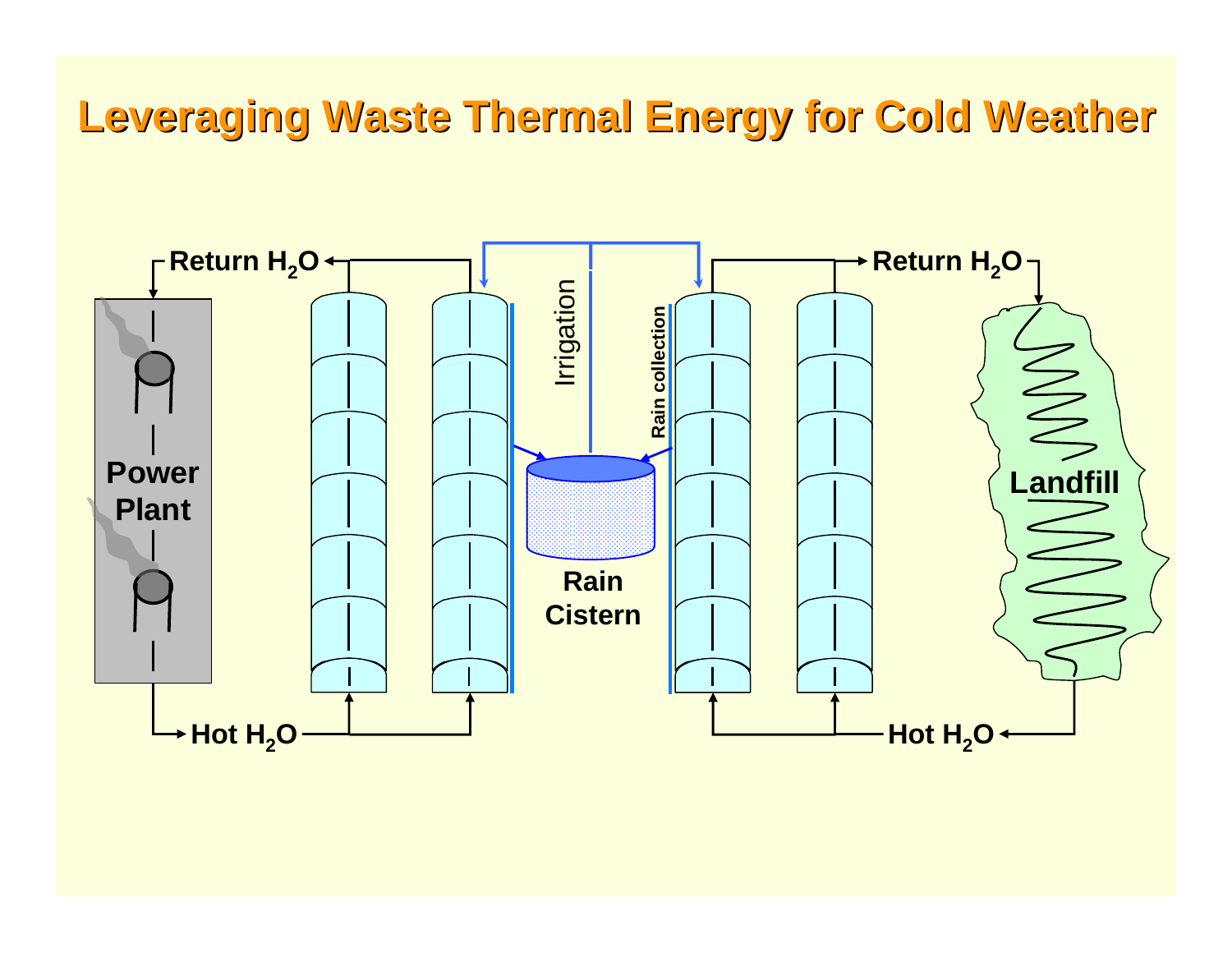# Leveraging Waste Thermal Energy for Cold Weather

Return $H_2O$

Power Plant

Hot $H_2O$

Irrigation

Rain collection

Rain Cistern

Return $H_2O$

Landfill

Hot $H_2O$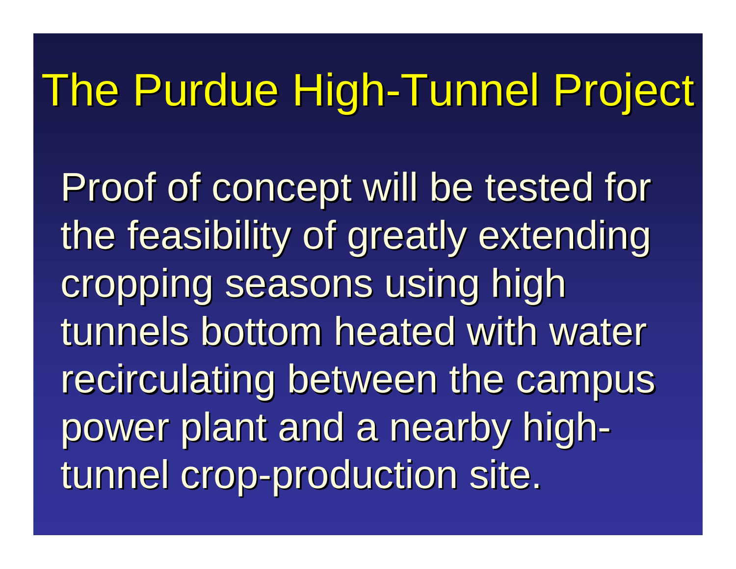# The Purdue High-Tunnel Project

Proof of concept will be tested for the feasibility of greatly extending cropping seasons using high tunnels bottom heated with water recirculating between the campus power plant and a nearby high-tunnel crop-production site.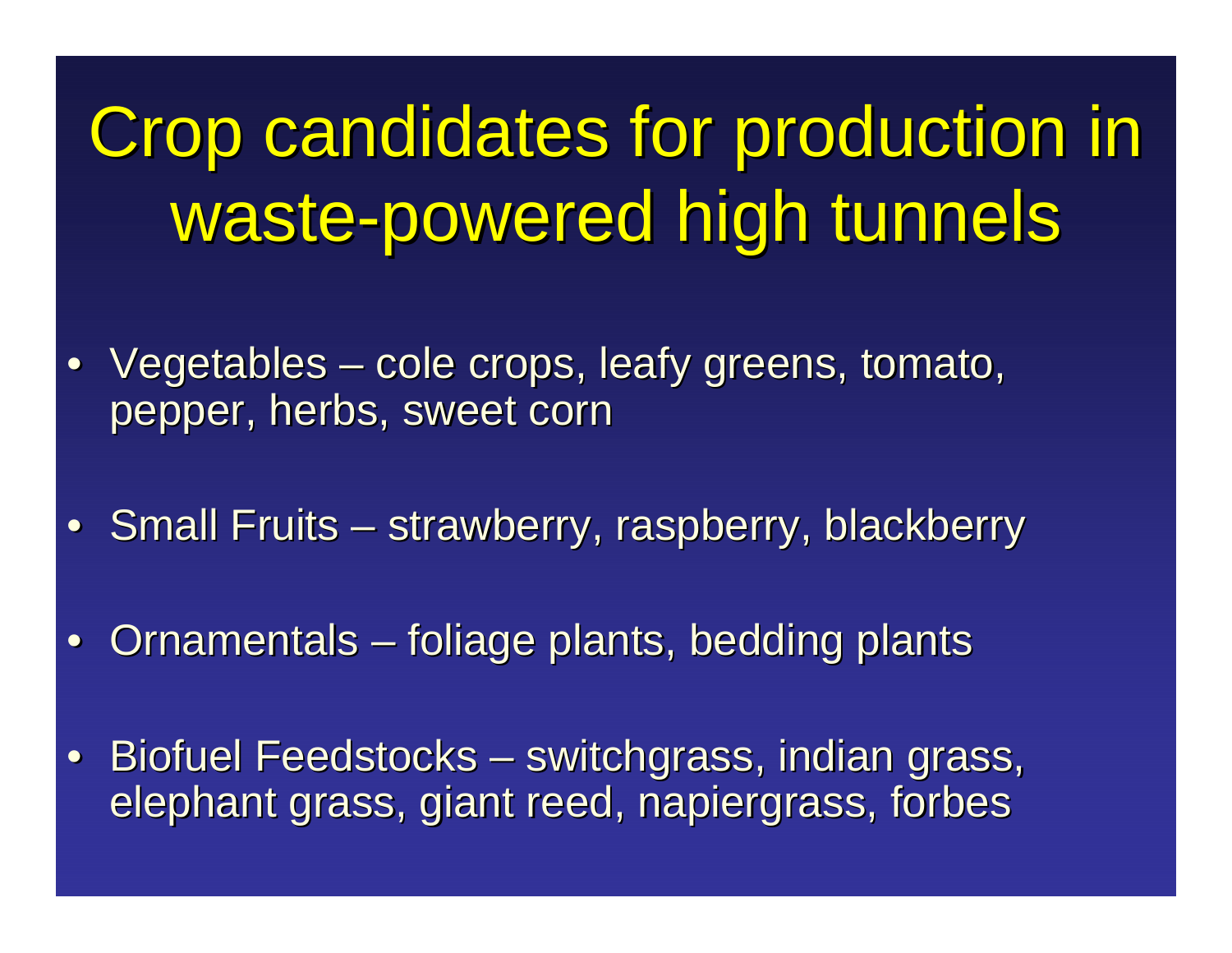# Crop candidates for production in waste-powered high tunnels

- Vegetables – cole crops, leafy greens, tomato, pepper, herbs, sweet corn
- Small Fruits – strawberry, raspberry, blackberry
- Ornamentals – foliage plants, bedding plants
- Biofuel Feedstocks – switchgrass, indian grass, elephant grass, giant reed, napiergrass, forbes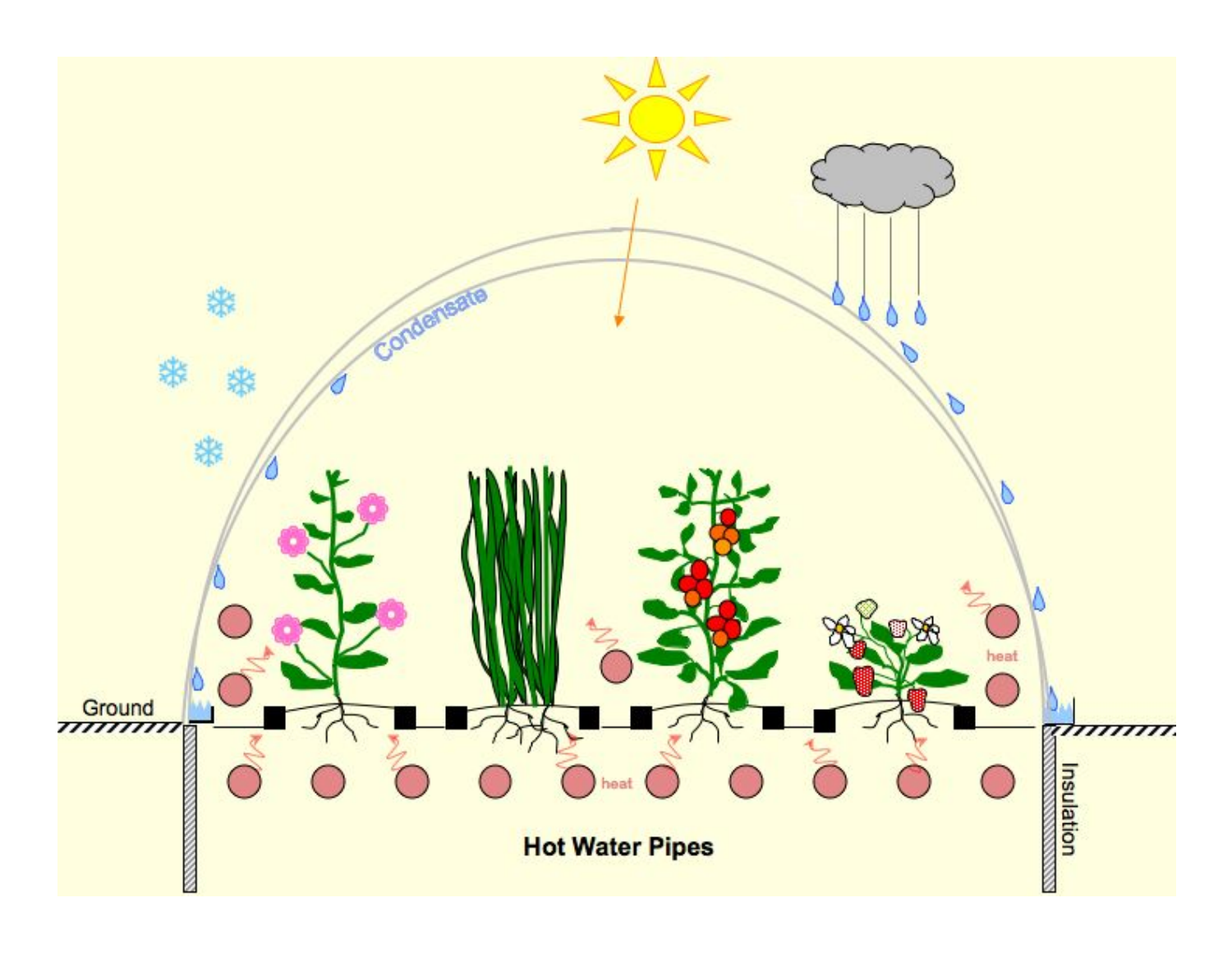Condensate

Ground

heat

Insulation

Hot Water Pipes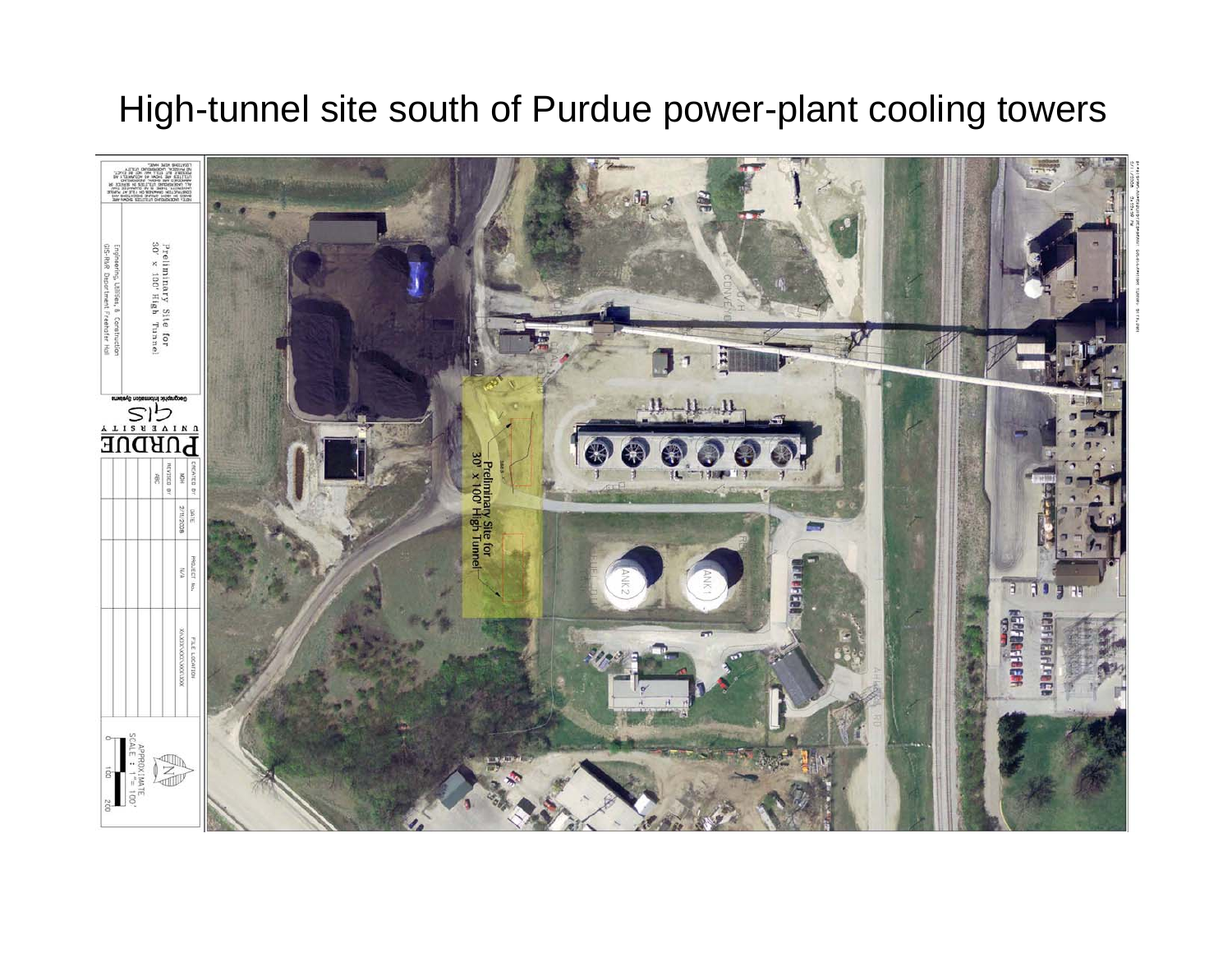# High-tunnel site south of Purdue power-plant cooling towers

Preliminary Site for 30' x 100' High Tunnel

Engineering, Utilities, & Construction
GIS-R&R Department Freehafer Hall

Purdue University Geographic Information Systems

| CREATED BY | DATE | PROJECT No. | FILE LOCATION |
|---|---|---|---|
| MDH | 2/11/2008 | N/A | XX/XXX/XXX/XXX/XXX |
| REVISED BY | | | |
| ABC | | | |

APPROXIMATE SCALE: 1" = 100'

0 100 200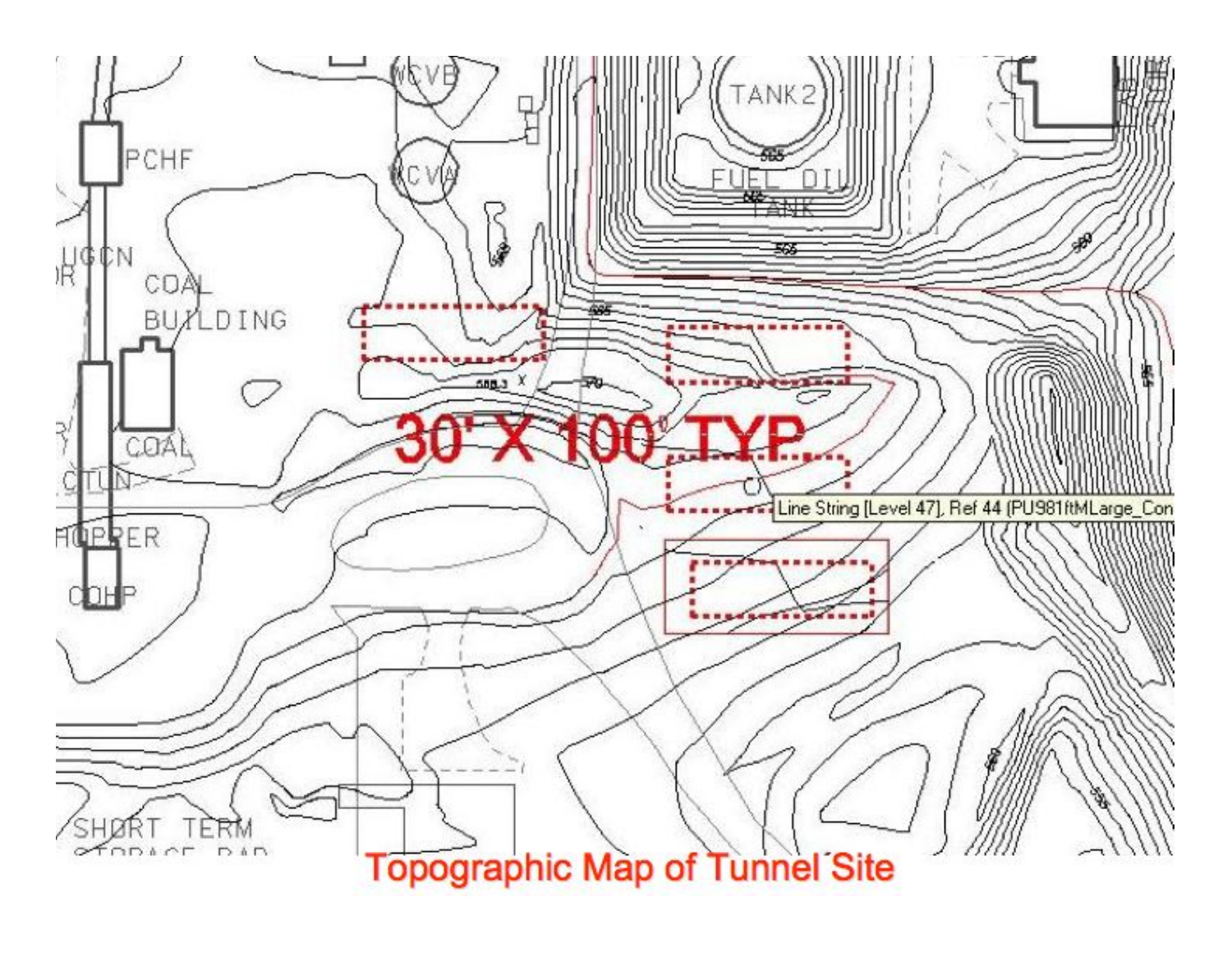30' X 100' TYP

Topographic Map of Tunnel Site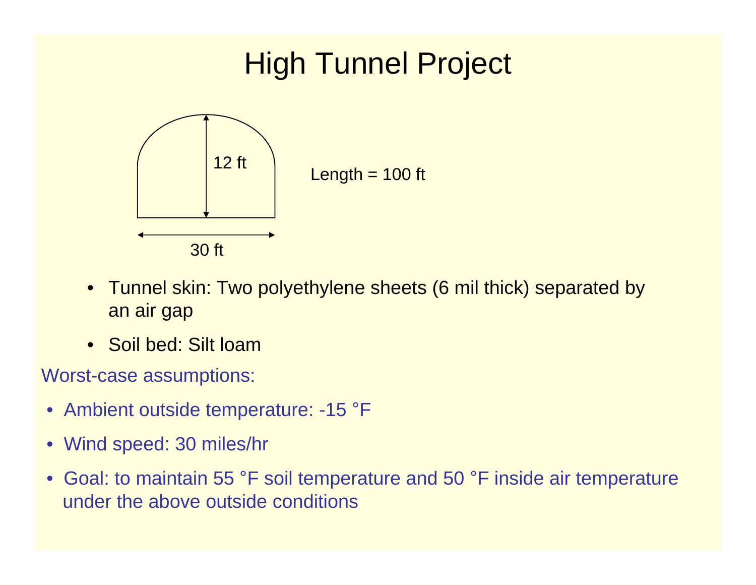# High Tunnel Project

12 ft

30 ft

Length = 100 ft

- Tunnel skin: Two polyethylene sheets (6 mil thick) separated by an air gap
- Soil bed: Silt loam

Worst-case assumptions:

- Ambient outside temperature: -15 °F
- Wind speed: 30 miles/hr
- Goal: to maintain 55 °F soil temperature and 50 °F inside air temperature under the above outside conditions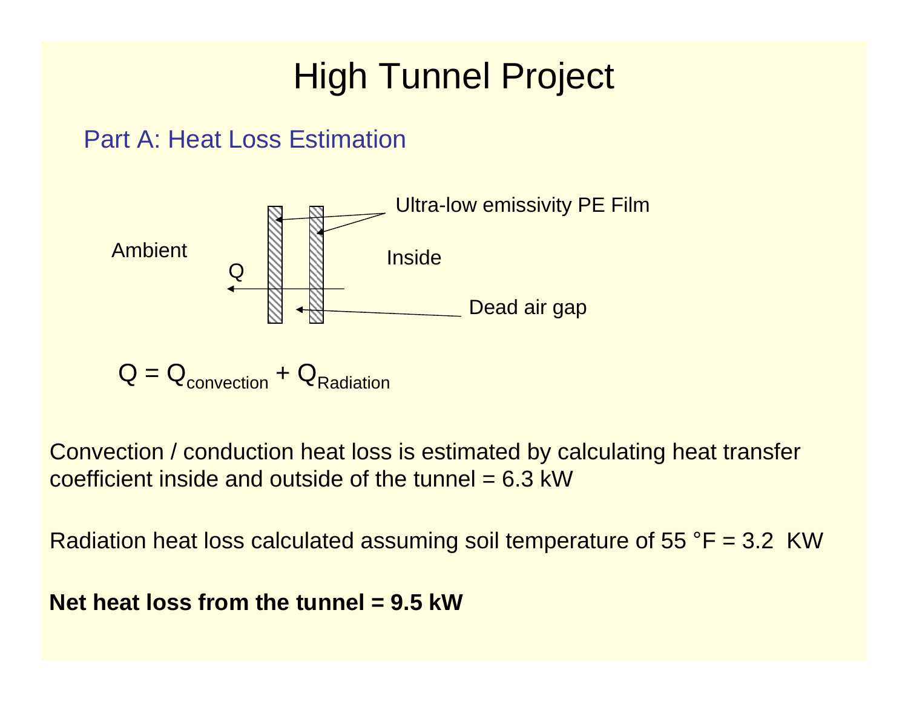# High Tunnel Project

## Part A: Heat Loss Estimation

Ultra-low emissivity PE Film

Ambient

Q

Inside

Dead air gap

$$Q = Q_{convection} + Q_{Radiation}$$

Convection / conduction heat loss is estimated by calculating heat transfer coefficient inside and outside of the tunnel = 6.3 kW

Radiation heat loss calculated assuming soil temperature of 55 °F = 3.2 KW

**Net heat loss from the tunnel = 9.5 kW**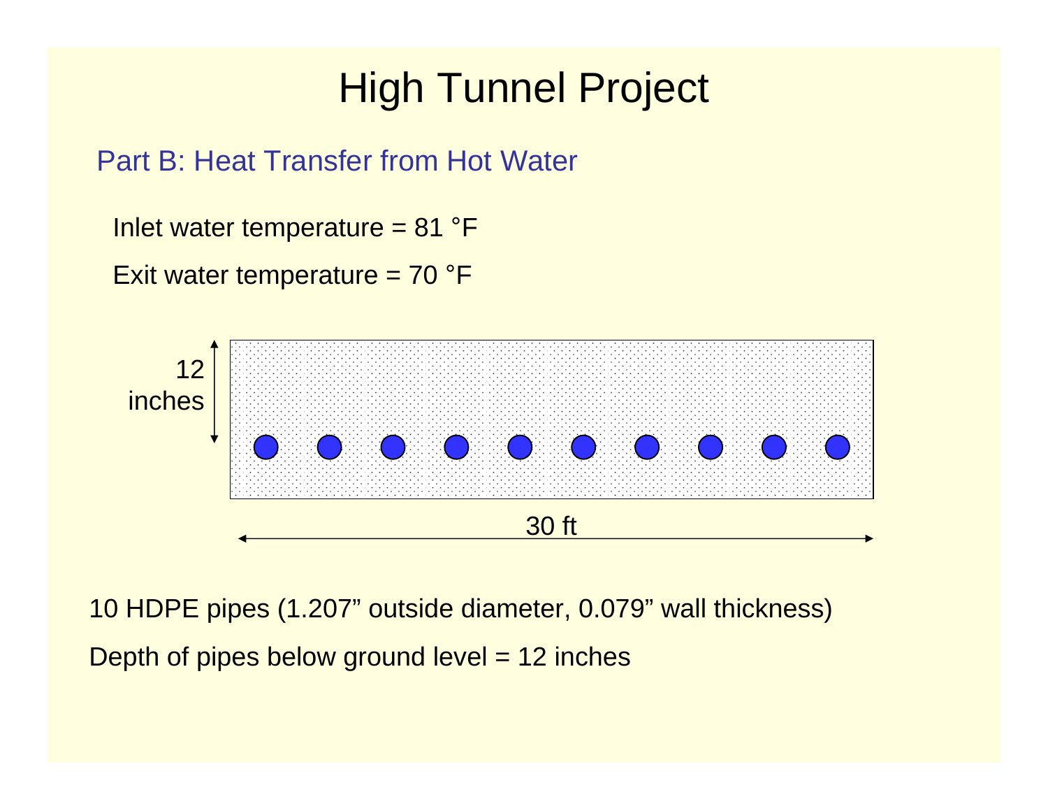# High Tunnel Project

## Part B: Heat Transfer from Hot Water

Inlet water temperature = 81 °F

Exit water temperature = 70 °F

12 inches

30 ft

10 HDPE pipes (1.207” outside diameter, 0.079” wall thickness)

Depth of pipes below ground level = 12 inches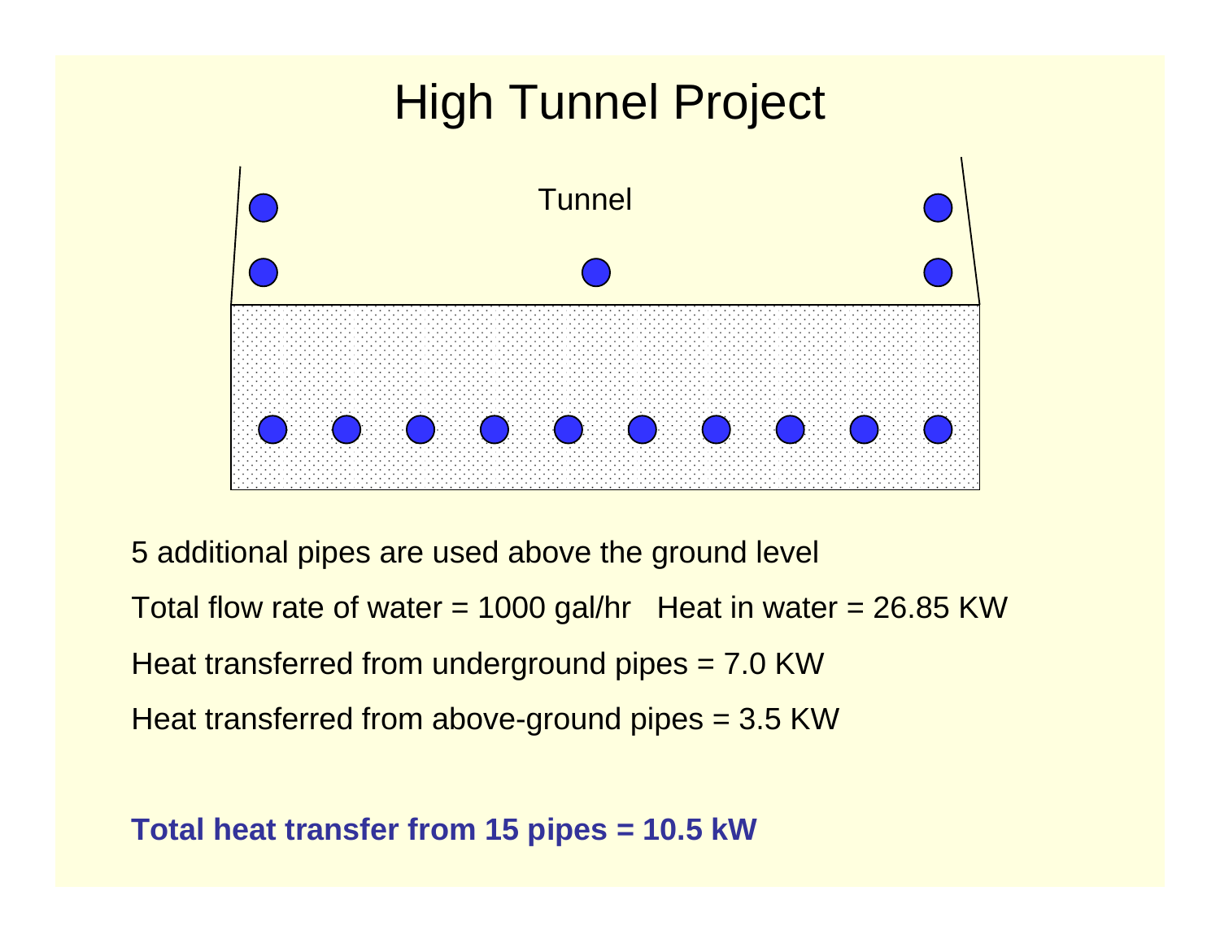# High Tunnel Project

Tunnel

5 additional pipes are used above the ground level

Total flow rate of water = 1000 gal/hr   Heat in water = 26.85 KW

Heat transferred from underground pipes = 7.0 KW

Heat transferred from above-ground pipes = 3.5 KW

**Total heat transfer from 15 pipes = 10.5 kW**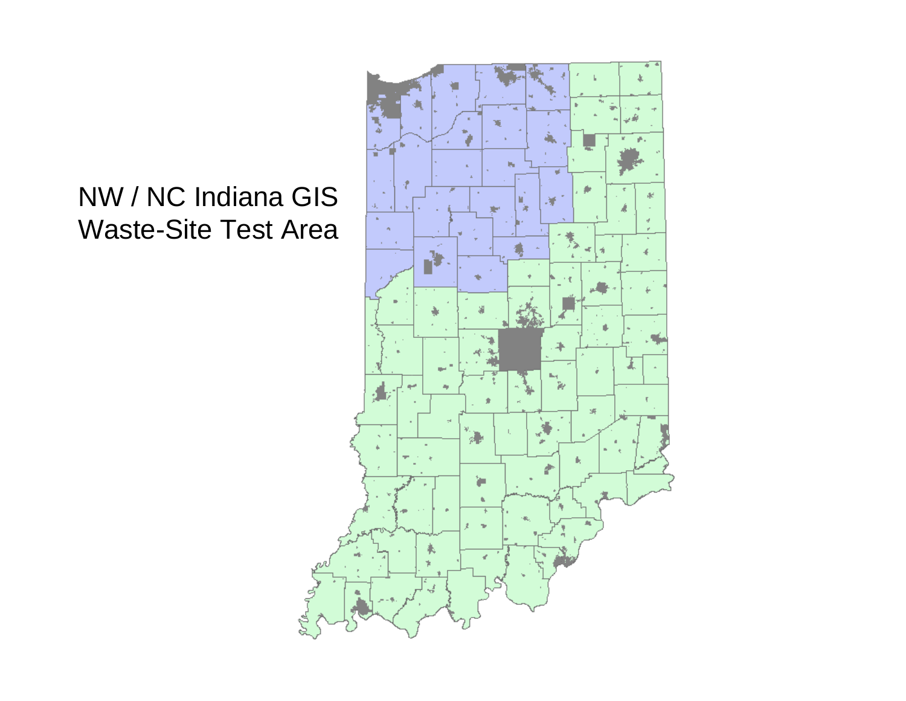NW / NC Indiana GIS Waste-Site Test Area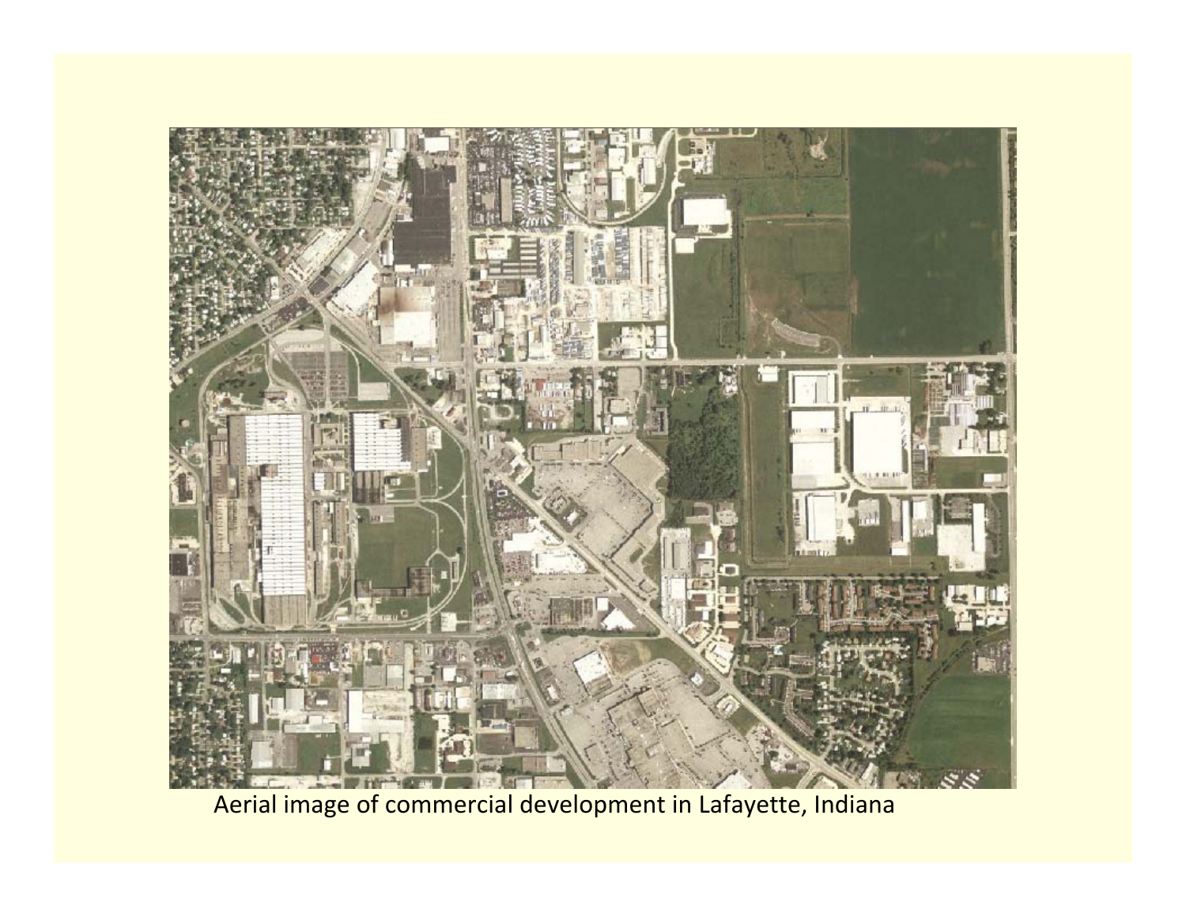Aerial image of commercial development in Lafayette, Indiana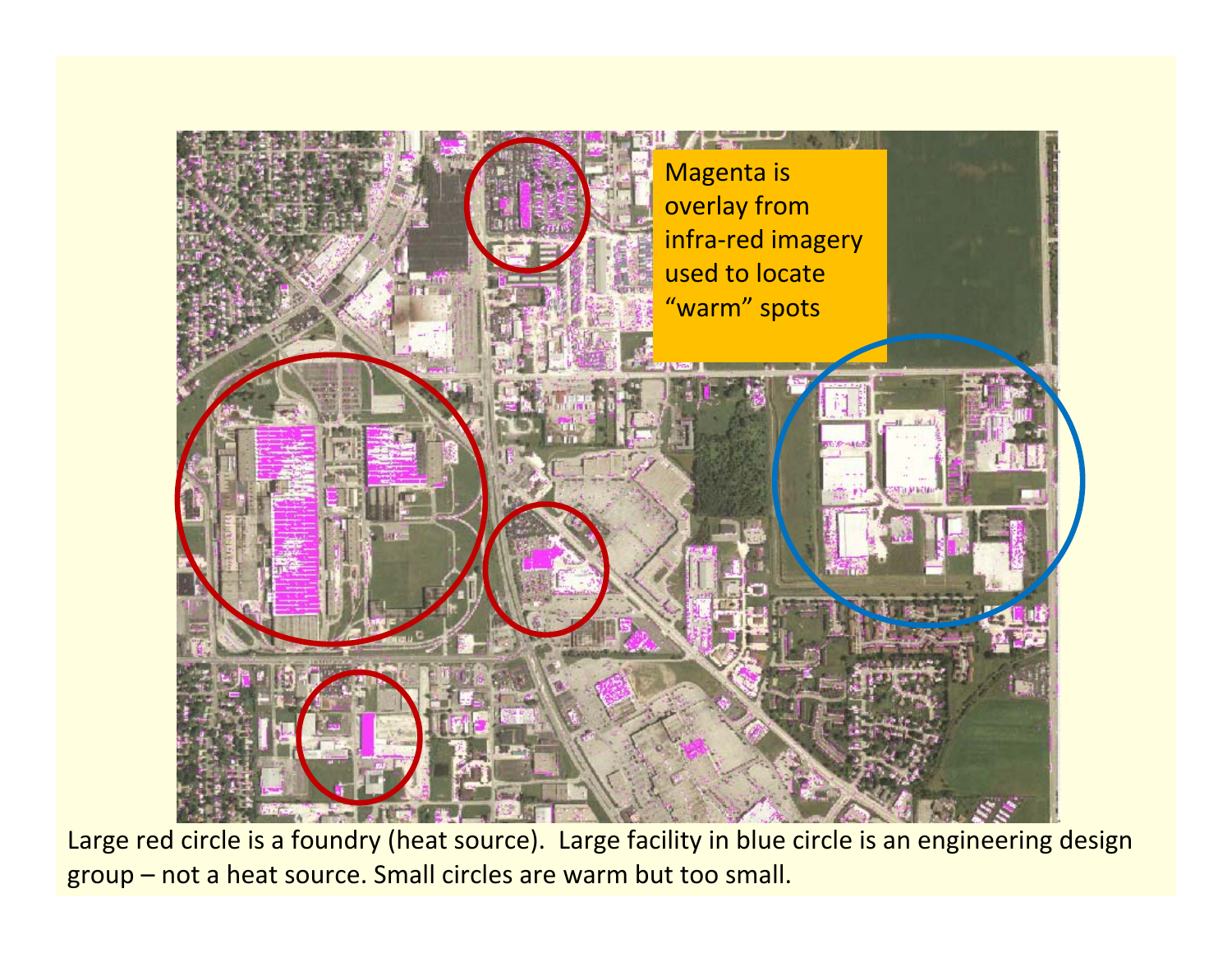Magenta is overlay from infra-red imagery used to locate “warm” spots

Large red circle is a foundry (heat source). Large facility in blue circle is an engineering design group – not a heat source. Small circles are warm but too small.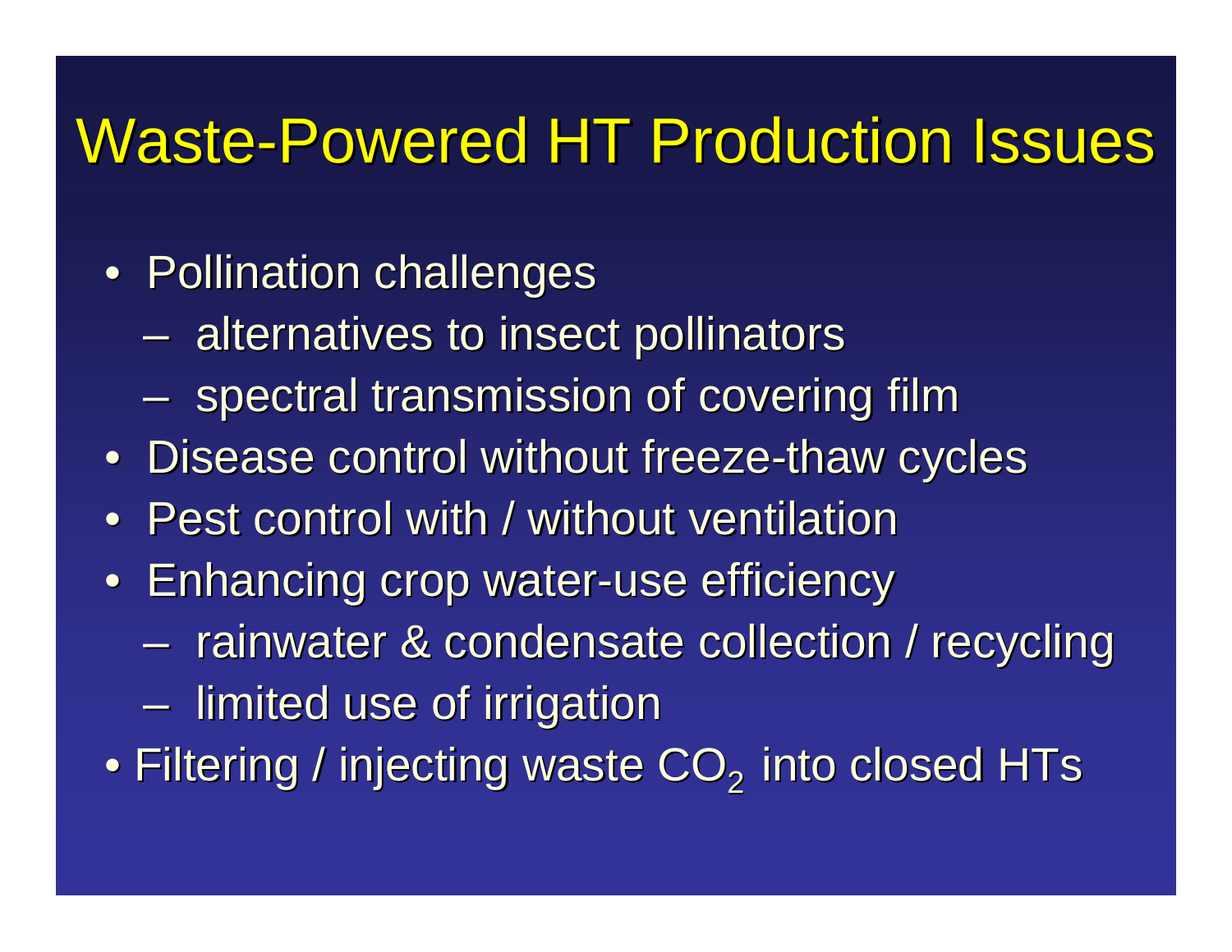# Waste-Powered HT Production Issues

- Pollination challenges
  - alternatives to insect pollinators
  - spectral transmission of covering film
- Disease control without freeze-thaw cycles
- Pest control with / without ventilation
- Enhancing crop water-use efficiency
  - rainwater & condensate collection / recycling
  - limited use of irrigation
- Filtering / injecting waste $CO_2$ into closed HTs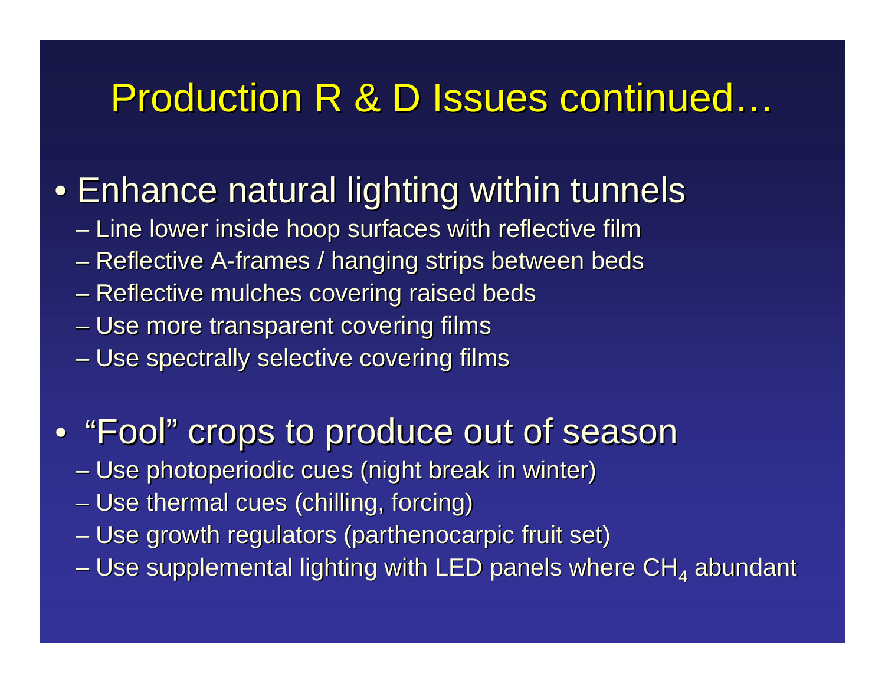# Production R & D Issues continued…

- Enhance natural lighting within tunnels
  - Line lower inside hoop surfaces with reflective film
  - Reflective A-frames / hanging strips between beds
  - Reflective mulches covering raised beds
  - Use more transparent covering films
  - Use spectrally selective covering films

- "Fool" crops to produce out of season
  - Use photoperiodic cues (night break in winter)
  - Use thermal cues (chilling, forcing)
  - Use growth regulators (parthenocarpic fruit set)
  - Use supplemental lighting with LED panels where $CH_4$ abundant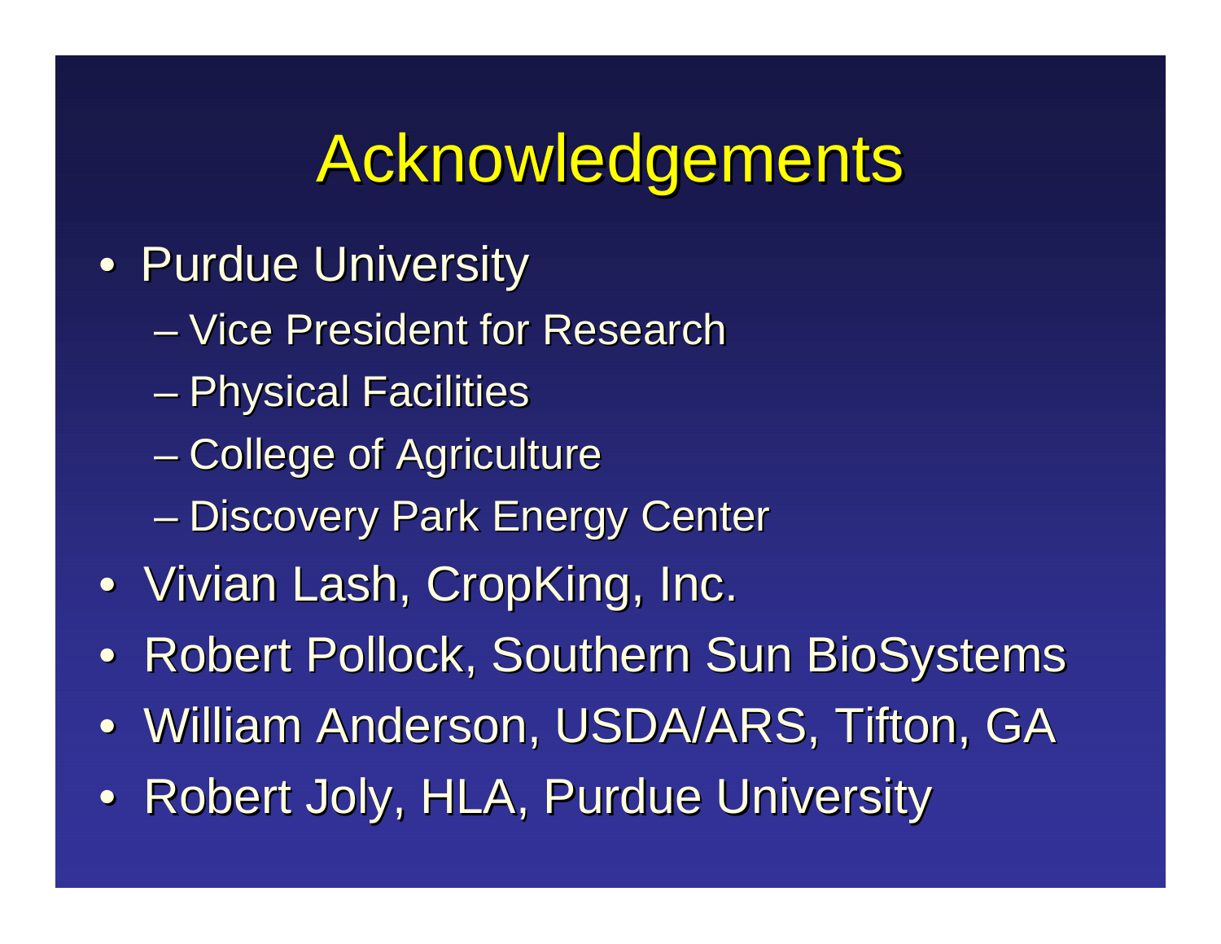# Acknowledgements

- Purdue University
  - Vice President for Research
  - Physical Facilities
  - College of Agriculture
  - Discovery Park Energy Center
- Vivian Lash, CropKing, Inc.
- Robert Pollock, Southern Sun BioSystems
- William Anderson, USDA/ARS, Tifton, GA
- Robert Joly, HLA, Purdue University